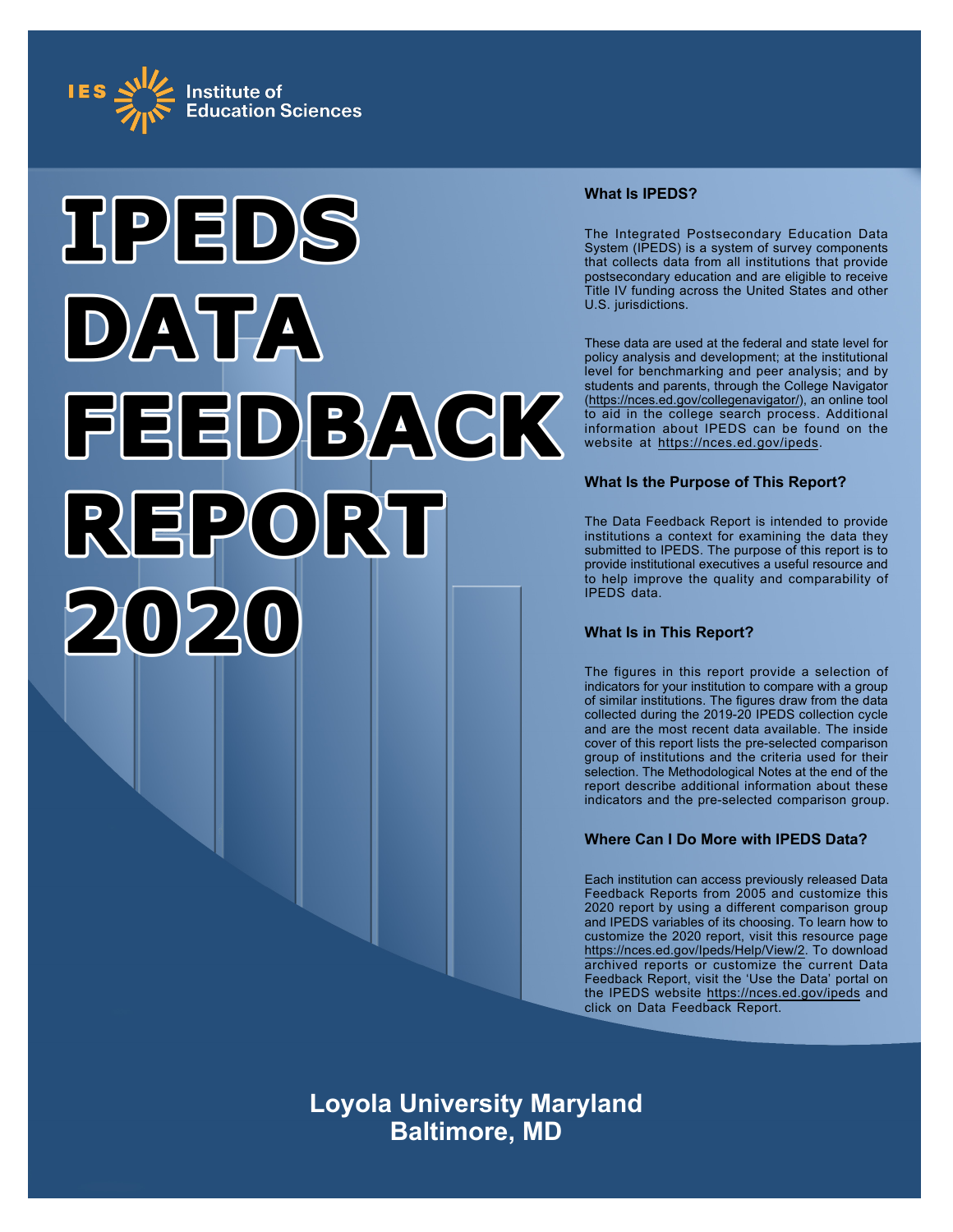IES Institute of Education Sciences

# IPEDS DATA FEEDBACK REPORT 2020

### What Is IPEDS?

The Integrated Postsecondary Education Data System (IPEDS) is a system of survey components that collects data from all institutions that provide postsecondary education and are eligible to receive Title IV funding across the United States and other U.S. jurisdictions.

These data are used at the federal and state level for policy analysis and development; at the institutional level for benchmarking and peer analysis; and by students and parents, through the College Navigator (https://nces.ed.gov/collegenavigator/), an online tool to aid in the college search process. Additional information about IPEDS can be found on the website at https://nces.ed.gov/ipeds.

### What Is the Purpose of This Report?

The Data Feedback Report is intended to provide institutions a context for examining the data they submitted to IPEDS. The purpose of this report is to provide institutional executives a useful resource and to help improve the quality and comparability of IPEDS data.

### What Is in This Report?

The figures in this report provide a selection of indicators for your institution to compare with a group of similar institutions. The figures draw from the data collected during the 2019-20 IPEDS collection cycle and are the most recent data available. The inside cover of this report lists the pre-selected comparison group of institutions and the criteria used for their selection. The Methodological Notes at the end of the report describe additional information about these indicators and the pre-selected comparison group.

### Where Can I Do More with IPEDS Data?

Each institution can access previously released Data Feedback Reports from 2005 and customize this 2020 report by using a different comparison group and IPEDS variables of its choosing. To learn how to customize the 2020 report, visit this resource page https://nces.ed.gov/Ipeds/Help/View/2. To download archived reports or customize the current Data Feedback Report, visit the 'Use the Data' portal on the IPEDS website https://nces.ed.gov/ipeds and click on Data Feedback Report.

## Loyola University Maryland
## Baltimore, MD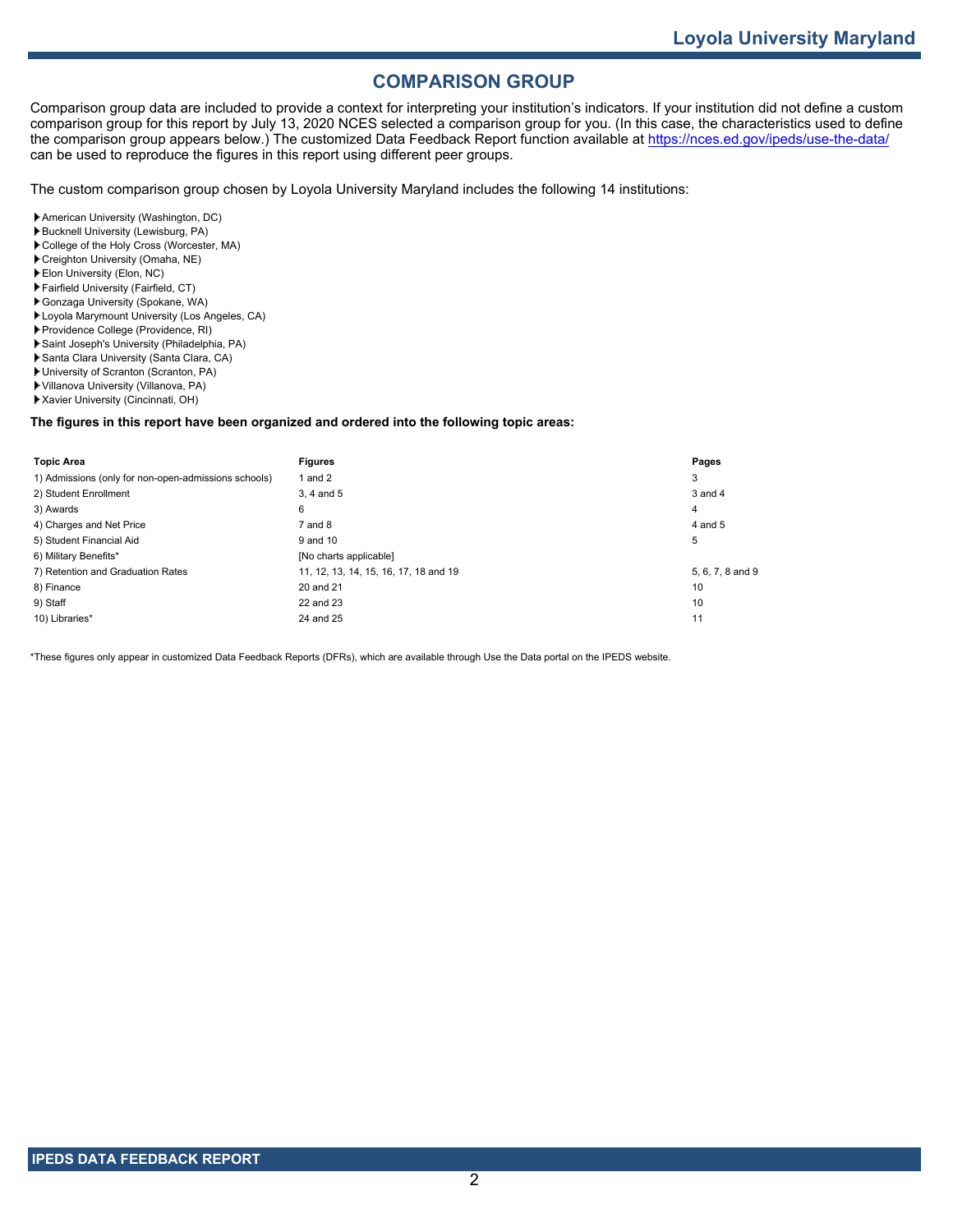# COMPARISON GROUP

Comparison group data are included to provide a context for interpreting your institution's indicators. If your institution did not define a custom comparison group for this report by July 13, 2020 NCES selected a comparison group for you. (In this case, the characteristics used to define the comparison group appears below.) The customized Data Feedback Report function available at https://nces.ed.gov/ipeds/use-the-data/ can be used to reproduce the figures in this report using different peer groups.

The custom comparison group chosen by Loyola University Maryland includes the following 14 institutions:

- American University (Washington, DC)
- Bucknell University (Lewisburg, PA)
- College of the Holy Cross (Worcester, MA)
- Creighton University (Omaha, NE)
- Elon University (Elon, NC)
- Fairfield University (Fairfield, CT)
- Gonzaga University (Spokane, WA)
- Loyola Marymount University (Los Angeles, CA)
- Providence College (Providence, RI)
- Saint Joseph's University (Philadelphia, PA)
- Santa Clara University (Santa Clara, CA)
- University of Scranton (Scranton, PA)
- Villanova University (Villanova, PA)
- Xavier University (Cincinnati, OH)

**The figures in this report have been organized and ordered into the following topic areas:**

| Topic Area | Figures | Pages |
|---|---|---|
| 1) Admissions (only for non-open-admissions schools) | 1 and 2 | 3 |
| 2) Student Enrollment | 3, 4 and 5 | 3 and 4 |
| 3) Awards | 6 | 4 |
| 4) Charges and Net Price | 7 and 8 | 4 and 5 |
| 5) Student Financial Aid | 9 and 10 | 5 |
| 6) Military Benefits* | [No charts applicable] | |
| 7) Retention and Graduation Rates | 11, 12, 13, 14, 15, 16, 17, 18 and 19 | 5, 6, 7, 8 and 9 |
| 8) Finance | 20 and 21 | 10 |
| 9) Staff | 22 and 23 | 10 |
| 10) Libraries* | 24 and 25 | 11 |

*These figures only appear in customized Data Feedback Reports (DFRs), which are available through Use the Data portal on the IPEDS website.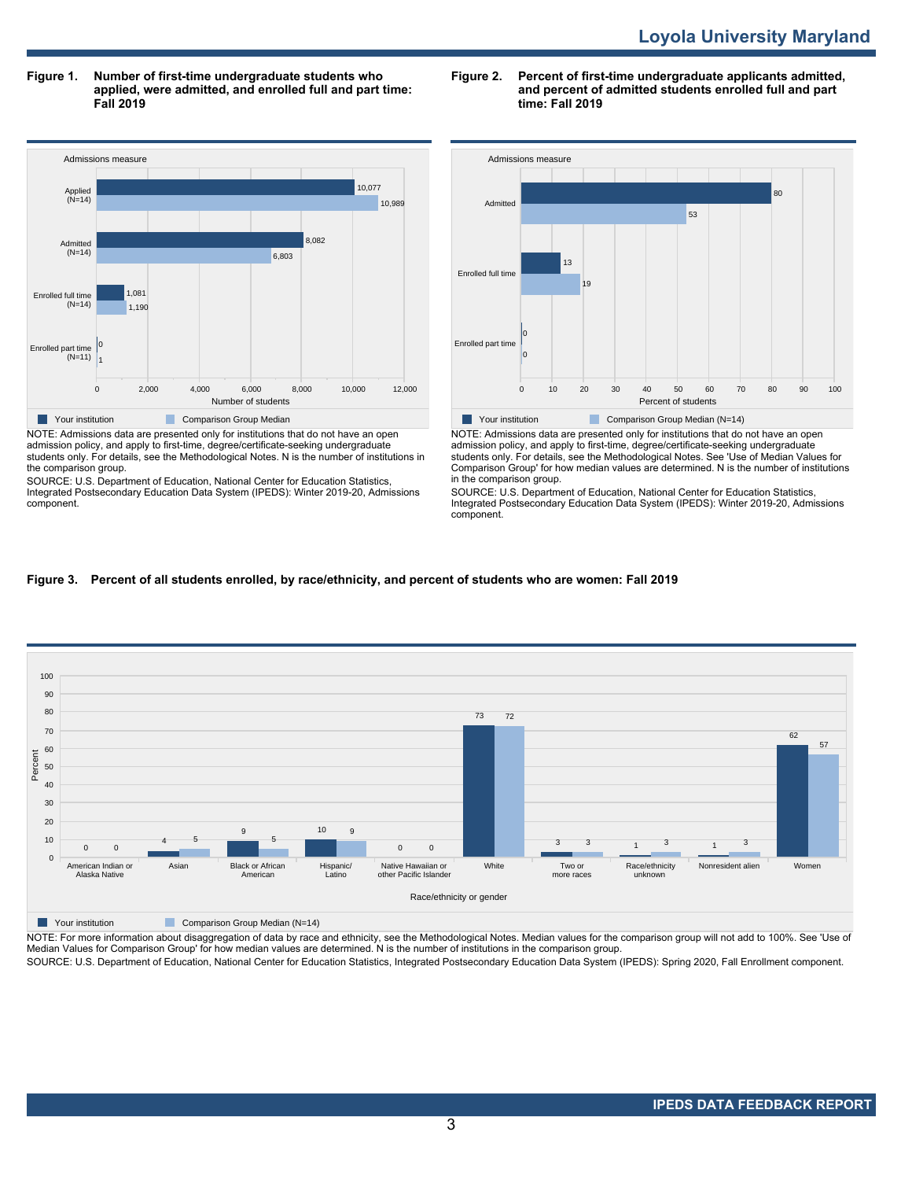## Figure 1. Number of first-time undergraduate students who applied, were admitted, and enrolled full and part time: Fall 2019

| Admissions measure | Your institution | Comparison Group Median |
|---|---|---|
| Applied (N=14) | 10,077 | 10,989 |
| Admitted (N=14) | 8,082 | 6,803 |
| Enrolled full time (N=14) | 1,081 | 1,190 |
| Enrolled part time (N=11) | 0 | 1 |

NOTE: Admissions data are presented only for institutions that do not have an open admission policy, and apply to first-time, degree/certificate-seeking undergraduate students only. For details, see the Methodological Notes. N is the number of institutions in the comparison group.

SOURCE: U.S. Department of Education, National Center for Education Statistics, Integrated Postsecondary Education Data System (IPEDS): Winter 2019-20, Admissions component.

## Figure 2. Percent of first-time undergraduate applicants admitted, and percent of admitted students enrolled full and part time: Fall 2019

| Admissions measure | Your institution | Comparison Group Median (N=14) |
|---|---|---|
| Admitted | 80 | 53 |
| Enrolled full time | 13 | 19 |
| Enrolled part time | 0 | 0 |

NOTE: Admissions data are presented only for institutions that do not have an open admission policy, and apply to first-time, degree/certificate-seeking undergraduate students only. For details, see the Methodological Notes. See 'Use of Median Values for Comparison Group' for how median values are determined. N is the number of institutions in the comparison group.

SOURCE: U.S. Department of Education, National Center for Education Statistics, Integrated Postsecondary Education Data System (IPEDS): Winter 2019-20, Admissions component.

## Figure 3. Percent of all students enrolled, by race/ethnicity, and percent of students who are women: Fall 2019

| Race/ethnicity or gender | Your institution | Comparison Group Median (N=14) |
|---|---|---|
| American Indian or Alaska Native | 0 | 0 |
| Asian | 4 | 5 |
| Black or African American | 9 | 5 |
| Hispanic/Latino | 10 | 9 |
| Native Hawaiian or other Pacific Islander | 0 | 0 |
| White | 73 | 72 |
| Two or more races | 3 | 3 |
| Race/ethnicity unknown | 1 | 3 |
| Nonresident alien | 1 | 3 |
| Women | 62 | 57 |

NOTE: For more information about disaggregation of data by race and ethnicity, see the Methodological Notes. Median values for the comparison group will not add to 100%. See 'Use of Median Values for Comparison Group' for how median values are determined. N is the number of institutions in the comparison group.

SOURCE: U.S. Department of Education, National Center for Education Statistics, Integrated Postsecondary Education Data System (IPEDS): Spring 2020, Fall Enrollment component.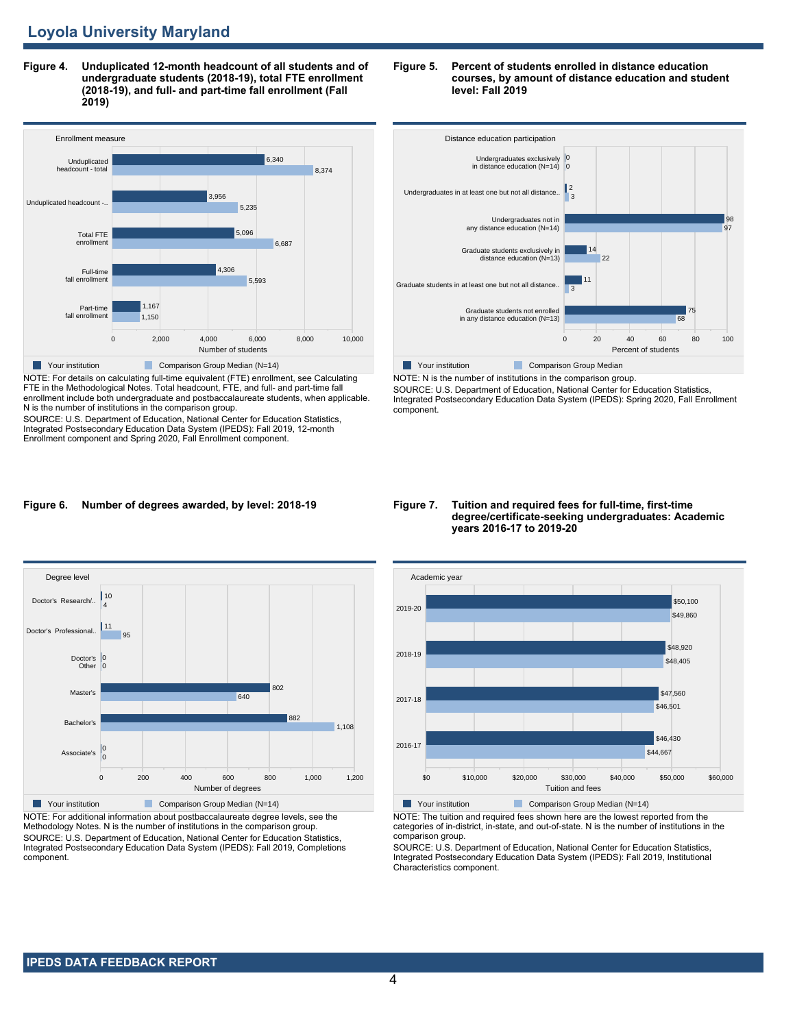## Loyola University Maryland

**Figure 4. Unduplicated 12-month headcount of all students and of undergraduate students (2018-19), total FTE enrollment (2018-19), and full- and part-time fall enrollment (Fall 2019)**

| Enrollment measure | Your institution | Comparison Group Median (N=14) |
|---|---|---|
| Unduplicated headcount - total | 6,340 | 8,374 |
| Unduplicated headcount -.. | 3,956 | 5,235 |
| Total FTE enrollment | 5,096 | 6,687 |
| Full-time fall enrollment | 4,306 | 5,593 |
| Part-time fall enrollment | 1,167 | 1,150 |

NOTE: For details on calculating full-time equivalent (FTE) enrollment, see Calculating FTE in the Methodological Notes. Total headcount, FTE, and full- and part-time fall enrollment include both undergraduate and postbaccalaureate students, when applicable. N is the number of institutions in the comparison group.
SOURCE: U.S. Department of Education, National Center for Education Statistics, Integrated Postsecondary Education Data System (IPEDS): Fall 2019, 12-month Enrollment component and Spring 2020, Fall Enrollment component.

**Figure 5. Percent of students enrolled in distance education courses, by amount of distance education and student level: Fall 2019**

| Distance education participation | Your institution | Comparison Group Median |
|---|---|---|
| Undergraduates exclusively in distance education (N=14) | 0 | 0 |
| Undergraduates in at least one but not all distance.. | 2 | 3 |
| Undergraduates not in any distance education (N=14) | 98 | 97 |
| Graduate students exclusively in distance education (N=13) | 14 | 22 |
| Graduate students in at least one but not all distance.. | 11 | 3 |
| Graduate students not enrolled in any distance education (N=13) | 75 | 68 |

NOTE: N is the number of institutions in the comparison group.
SOURCE: U.S. Department of Education, National Center for Education Statistics, Integrated Postsecondary Education Data System (IPEDS): Spring 2020, Fall Enrollment component.

**Figure 6. Number of degrees awarded, by level: 2018-19**

| Degree level | Your institution | Comparison Group Median (N=14) |
|---|---|---|
| Doctor's Research/.. | 10 | 4 |
| Doctor's Professional.. | 11 | 95 |
| Doctor's Other | 0 | 0 |
| Master's | 802 | 640 |
| Bachelor's | 882 | 1,108 |
| Associate's | 0 | 0 |

NOTE: For additional information about postbaccalaureate degree levels, see the Methodology Notes. N is the number of institutions in the comparison group.
SOURCE: U.S. Department of Education, National Center for Education Statistics, Integrated Postsecondary Education Data System (IPEDS): Fall 2019, Completions component.

**Figure 7. Tuition and required fees for full-time, first-time degree/certificate-seeking undergraduates: Academic years 2016-17 to 2019-20**

| Academic year | Your institution | Comparison Group Median (N=14) |
|---|---|---|
| 2019-20 | $50,100 | $49,860 |
| 2018-19 | $48,920 | $48,405 |
| 2017-18 | $47,560 | $46,501 |
| 2016-17 | $46,430 | $44,667 |

NOTE: The tuition and required fees shown here are the lowest reported from the categories of in-district, in-state, and out-of-state. N is the number of institutions in the comparison group.
SOURCE: U.S. Department of Education, National Center for Education Statistics, Integrated Postsecondary Education Data System (IPEDS): Fall 2019, Institutional Characteristics component.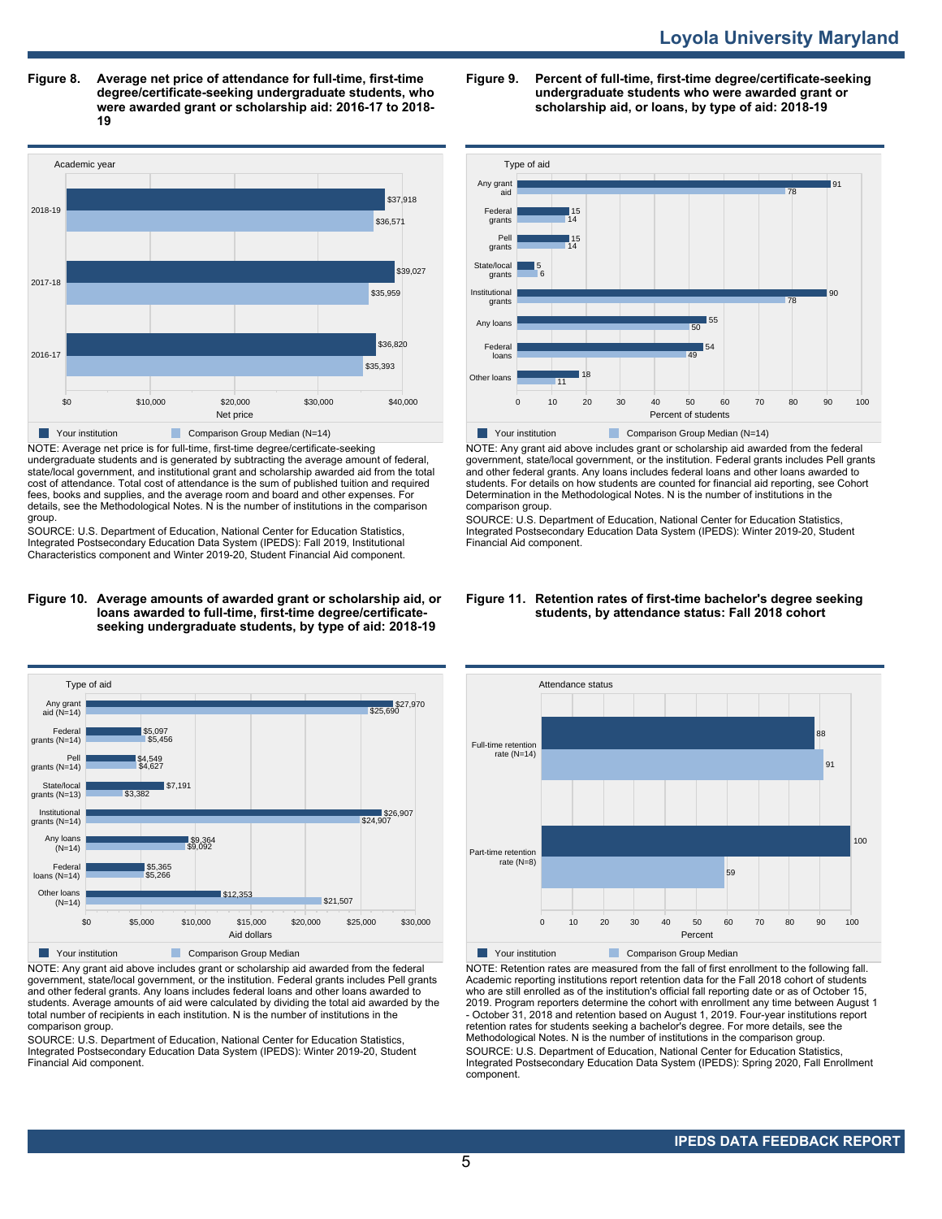## Figure 8. Average net price of attendance for full-time, first-time degree/certificate-seeking undergraduate students, who were awarded grant or scholarship aid: 2016-17 to 2018-19

| Academic year | Your institution | Comparison Group Median (N=14) |
| --- | --- | --- |
| 2018-19 | $37,918 | $36,571 |
| 2017-18 | $39,027 | $35,959 |
| 2016-17 | $36,820 | $35,393 |

NOTE: Average net price is for full-time, first-time degree/certificate-seeking undergraduate students and is generated by subtracting the average amount of federal, state/local government, and institutional grant and scholarship awarded aid from the total cost of attendance. Total cost of attendance is the sum of published tuition and required fees, books and supplies, and the average room and board and other expenses. For details, see the Methodological Notes. N is the number of institutions in the comparison group.

SOURCE: U.S. Department of Education, National Center for Education Statistics, Integrated Postsecondary Education Data System (IPEDS): Fall 2019, Institutional Characteristics component and Winter 2019-20, Student Financial Aid component.

## Figure 9. Percent of full-time, first-time degree/certificate-seeking undergraduate students who were awarded grant or scholarship aid, or loans, by type of aid: 2018-19

| Type of aid | Your institution | Comparison Group Median (N=14) |
| --- | --- | --- |
| Any grant aid | 91 | 78 |
| Federal grants | 15 | 14 |
| Pell grants | 15 | 14 |
| State/local grants | 5 | 6 |
| Institutional grants | 90 | 78 |
| Any loans | 55 | 50 |
| Federal loans | 54 | 49 |
| Other loans | 18 | 11 |

NOTE: Any grant aid above includes grant or scholarship aid awarded from the federal government, state/local government, or the institution. Federal grants includes Pell grants and other federal grants. Any loans includes federal loans and other loans awarded to students. For details on how students are counted for financial aid reporting, see Cohort Determination in the Methodological Notes. N is the number of institutions in the comparison group.

SOURCE: U.S. Department of Education, National Center for Education Statistics, Integrated Postsecondary Education Data System (IPEDS): Winter 2019-20, Student Financial Aid component.

## Figure 10. Average amounts of awarded grant or scholarship aid, or loans awarded to full-time, first-time degree/certificate-seeking undergraduate students, by type of aid: 2018-19

| Type of aid | Your institution | Comparison Group Median |
| --- | --- | --- |
| Any grant aid (N=14) | $27,970 | $25,690 |
| Federal grants (N=14) | $5,097 | $5,456 |
| Pell grants (N=14) | $4,549 | $4,627 |
| State/local grants (N=13) | $7,191 | $3,382 |
| Institutional grants (N=14) | $26,907 | $24,907 |
| Any loans (N=14) | $9,364 | $9,092 |
| Federal loans (N=14) | $5,365 | $5,266 |
| Other loans (N=14) | $12,353 | $21,507 |

NOTE: Any grant aid above includes grant or scholarship aid awarded from the federal government, state/local government, or the institution. Federal grants includes Pell grants and other federal grants. Any loans includes federal loans and other loans awarded to students. Average amounts of aid were calculated by dividing the total aid awarded by the total number of recipients in each institution. N is the number of institutions in the comparison group.

SOURCE: U.S. Department of Education, National Center for Education Statistics, Integrated Postsecondary Education Data System (IPEDS): Winter 2019-20, Student Financial Aid component.

## Figure 11. Retention rates of first-time bachelor's degree seeking students, by attendance status: Fall 2018 cohort

| Attendance status | Your institution | Comparison Group Median |
| --- | --- | --- |
| Full-time retention rate (N=14) | 88 | 91 |
| Part-time retention rate (N=8) | 100 | 59 |

NOTE: Retention rates are measured from the fall of first enrollment to the following fall. Academic reporting institutions report retention data for the Fall 2018 cohort of students who are still enrolled as of the institution's official fall reporting date or as of October 15, 2019. Program reporters determine the cohort with enrollment any time between August 1 - October 31, 2018 and retention based on August 1, 2019. Four-year institutions report retention rates for students seeking a bachelor's degree. For more details, see the Methodological Notes. N is the number of institutions in the comparison group.

SOURCE: U.S. Department of Education, National Center for Education Statistics, Integrated Postsecondary Education Data System (IPEDS): Spring 2020, Fall Enrollment component.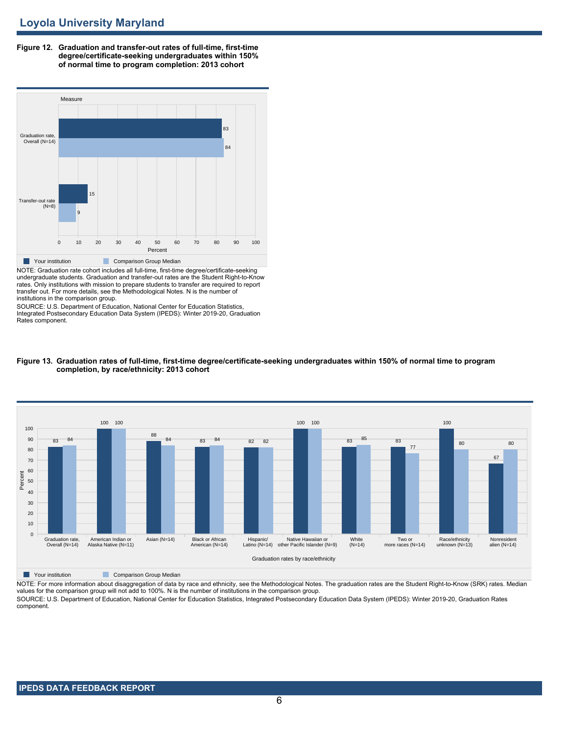## Loyola University Maryland

**Figure 12. Graduation and transfer-out rates of full-time, first-time degree/certificate-seeking undergraduates within 150% of normal time to program completion: 2013 cohort**

| Measure | Your institution | Comparison Group Median |
|---|---|---|
| Graduation rate, Overall (N=14) | 83 | 84 |
| Transfer-out rate (N=8) | 15 | 9 |

NOTE: Graduation rate cohort includes all full-time, first-time degree/certificate-seeking undergraduate students. Graduation and transfer-out rates are the Student Right-to-Know rates. Only institutions with mission to prepare students to transfer are required to report transfer out. For more details, see the Methodological Notes. N is the number of institutions in the comparison group.

SOURCE: U.S. Department of Education, National Center for Education Statistics, Integrated Postsecondary Education Data System (IPEDS): Winter 2019-20, Graduation Rates component.

**Figure 13. Graduation rates of full-time, first-time degree/certificate-seeking undergraduates within 150% of normal time to program completion, by race/ethnicity: 2013 cohort**

| Graduation rates by race/ethnicity | Your institution | Comparison Group Median |
|---|---|---|
| Graduation rate, Overall (N=14) | 83 | 84 |
| American Indian or Alaska Native (N=11) | 100 | 100 |
| Asian (N=14) | 88 | 84 |
| Black or African American (N=14) | 83 | 84 |
| Hispanic/ Latino (N=14) | 82 | 82 |
| Native Hawaiian or other Pacific Islander (N=9) | 100 | 100 |
| White (N=14) | 83 | 85 |
| Two or more races (N=14) | 83 | 77 |
| Race/ethnicity unknown (N=13) | 100 | 80 |
| Nonresident alien (N=14) | 67 | 80 |

NOTE: For more information about disaggregation of data by race and ethnicity, see the Methodological Notes. The graduation rates are the Student Right-to-Know (SRK) rates. Median values for the comparison group will not add to 100%. N is the number of institutions in the comparison group.

SOURCE: U.S. Department of Education, National Center for Education Statistics, Integrated Postsecondary Education Data System (IPEDS): Winter 2019-20, Graduation Rates component.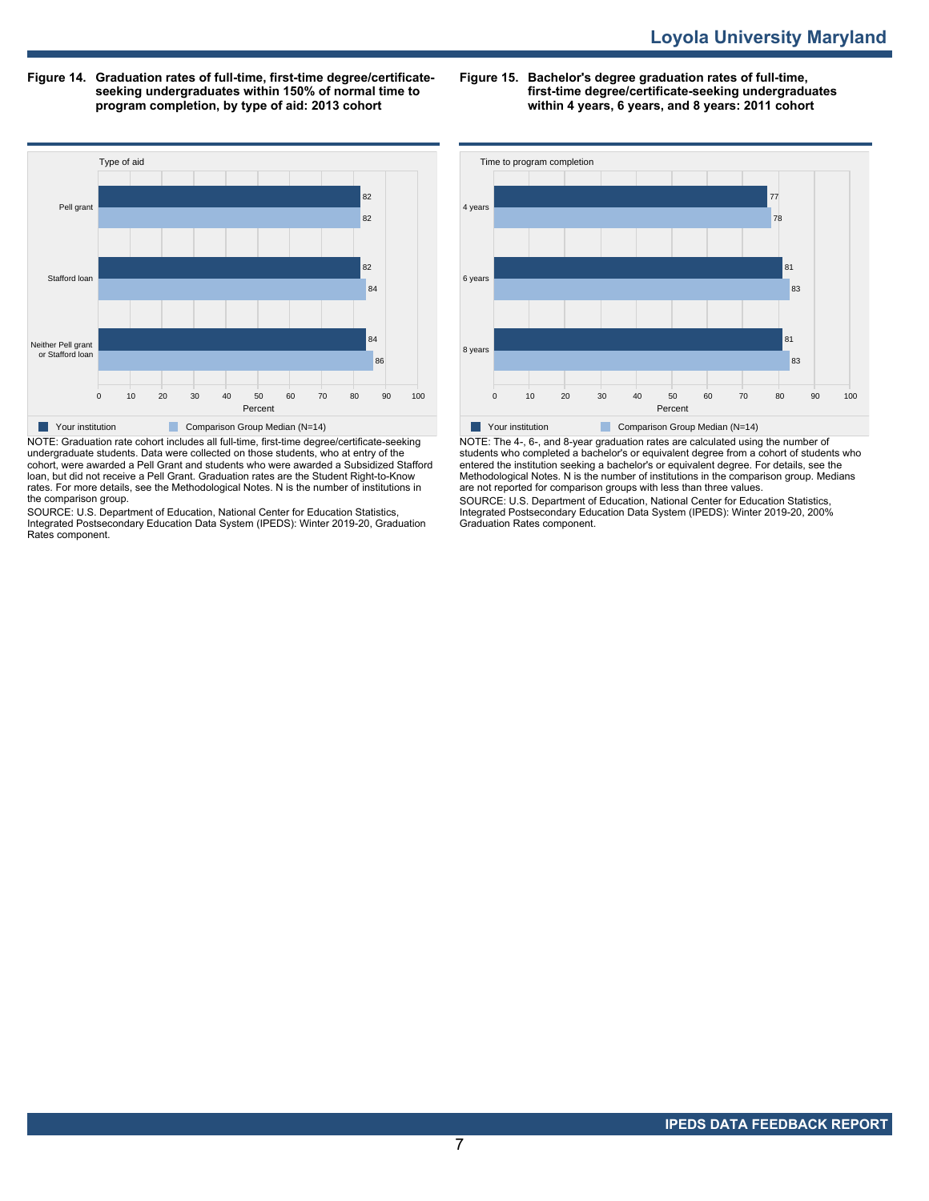**Figure 14. Graduation rates of full-time, first-time degree/certificate-seeking undergraduates within 150% of normal time to program completion, by type of aid: 2013 cohort**

| Type of aid | Your institution | Comparison Group Median (N=14) |
| --- | --- | --- |
| Pell grant | 82 | 82 |
| Stafford loan | 82 | 84 |
| Neither Pell grant or Stafford loan | 84 | 86 |

NOTE: Graduation rate cohort includes all full-time, first-time degree/certificate-seeking undergraduate students. Data were collected on those students, who at entry of the cohort, were awarded a Pell Grant and students who were awarded a Subsidized Stafford loan, but did not receive a Pell Grant. Graduation rates are the Student Right-to-Know rates. For more details, see the Methodological Notes. N is the number of institutions in the comparison group.

SOURCE: U.S. Department of Education, National Center for Education Statistics, Integrated Postsecondary Education Data System (IPEDS): Winter 2019-20, Graduation Rates component.

**Figure 15. Bachelor's degree graduation rates of full-time, first-time degree/certificate-seeking undergraduates within 4 years, 6 years, and 8 years: 2011 cohort**

| Time to program completion | Your institution | Comparison Group Median (N=14) |
| --- | --- | --- |
| 4 years | 77 | 78 |
| 6 years | 81 | 83 |
| 8 years | 81 | 83 |

NOTE: The 4-, 6-, and 8-year graduation rates are calculated using the number of students who completed a bachelor's or equivalent degree from a cohort of students who entered the institution seeking a bachelor's or equivalent degree. For details, see the Methodological Notes. N is the number of institutions in the comparison group. Medians are not reported for comparison groups with less than three values.

SOURCE: U.S. Department of Education, National Center for Education Statistics, Integrated Postsecondary Education Data System (IPEDS): Winter 2019-20, 200% Graduation Rates component.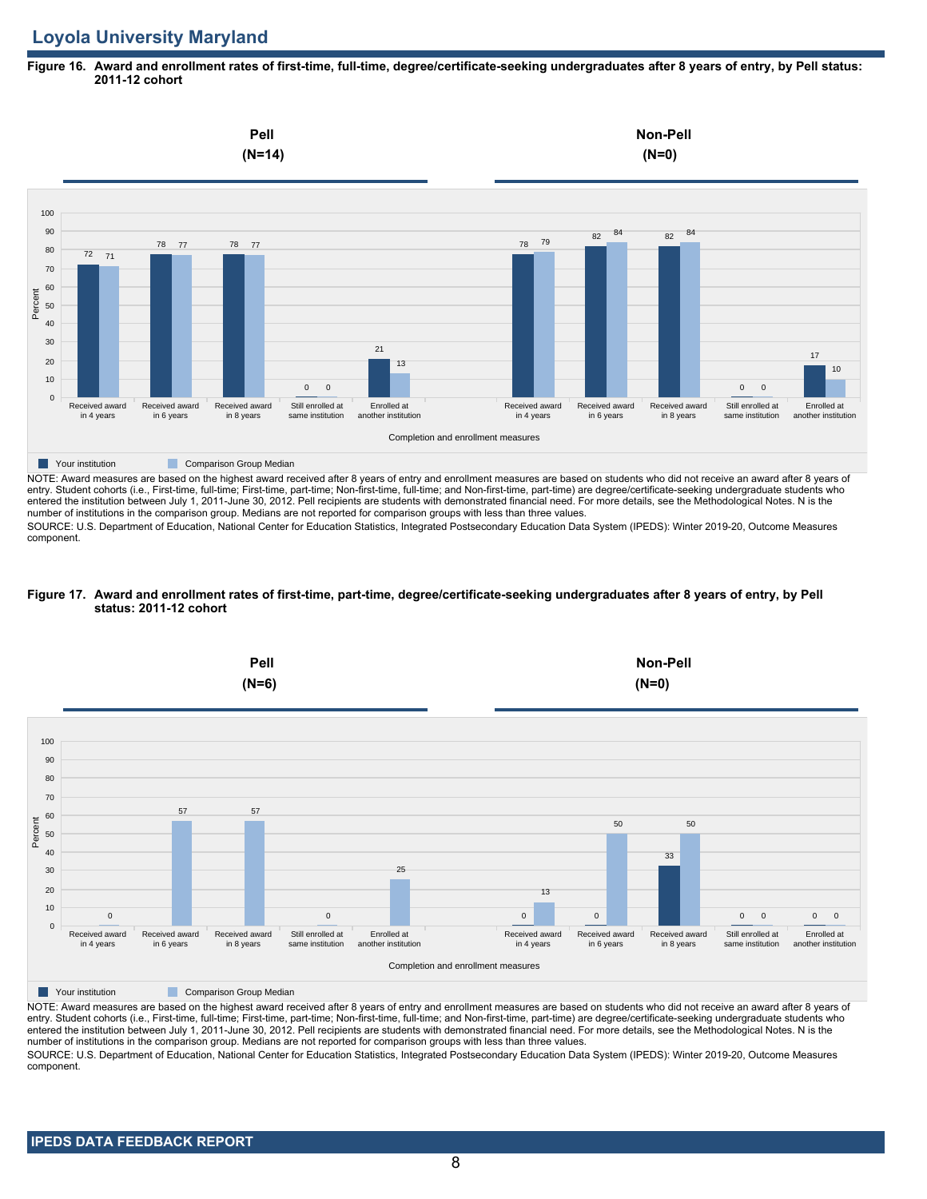## Loyola University Maryland

**Figure 16. Award and enrollment rates of first-time, full-time, degree/certificate-seeking undergraduates after 8 years of entry, by Pell status: 2011-12 cohort**

**Pell (N=14)**

| Completion and enrollment measures | Your institution | Comparison Group Median |
|---|---|---|
| Received award in 4 years | 72 | 71 |
| Received award in 6 years | 78 | 77 |
| Received award in 8 years | 78 | 77 |
| Still enrolled at same institution | 0 | 0 |
| Enrolled at another institution | 21 | 13 |

**Non-Pell (N=0)**

| Completion and enrollment measures | Your institution | Comparison Group Median |
|---|---|---|
| Received award in 4 years | 78 | 79 |
| Received award in 6 years | 82 | 84 |
| Received award in 8 years | 82 | 84 |
| Still enrolled at same institution | 0 | 0 |
| Enrolled at another institution | 17 | 10 |

NOTE: Award measures are based on the highest award received after 8 years of entry and enrollment measures are based on students who did not receive an award after 8 years of entry. Student cohorts (i.e., First-time, full-time; First-time, part-time; Non-first-time, full-time; and Non-first-time, part-time) are degree/certificate-seeking undergraduate students who entered the institution between July 1, 2011-June 30, 2012. Pell recipients are students with demonstrated financial need. For more details, see the Methodological Notes. N is the number of institutions in the comparison group. Medians are not reported for comparison groups with less than three values.

SOURCE: U.S. Department of Education, National Center for Education Statistics, Integrated Postsecondary Education Data System (IPEDS): Winter 2019-20, Outcome Measures component.

**Figure 17. Award and enrollment rates of first-time, part-time, degree/certificate-seeking undergraduates after 8 years of entry, by Pell status: 2011-12 cohort**

**Pell (N=6)**

| Completion and enrollment measures | Your institution | Comparison Group Median |
|---|---|---|
| Received award in 4 years | | 0 |
| Received award in 6 years | | 57 |
| Received award in 8 years | | 57 |
| Still enrolled at same institution | | 0 |
| Enrolled at another institution | | 25 |

**Non-Pell (N=0)**

| Completion and enrollment measures | Your institution | Comparison Group Median |
|---|---|---|
| Received award in 4 years | 0 | 13 |
| Received award in 6 years | 0 | 50 |
| Received award in 8 years | 33 | 50 |
| Still enrolled at same institution | 0 | 0 |
| Enrolled at another institution | 0 | 0 |

NOTE: Award measures are based on the highest award received after 8 years of entry and enrollment measures are based on students who did not receive an award after 8 years of entry. Student cohorts (i.e., First-time, full-time; First-time, part-time; Non-first-time, full-time; and Non-first-time, part-time) are degree/certificate-seeking undergraduate students who entered the institution between July 1, 2011-June 30, 2012. Pell recipients are students with demonstrated financial need. For more details, see the Methodological Notes. N is the number of institutions in the comparison group. Medians are not reported for comparison groups with less than three values.

SOURCE: U.S. Department of Education, National Center for Education Statistics, Integrated Postsecondary Education Data System (IPEDS): Winter 2019-20, Outcome Measures component.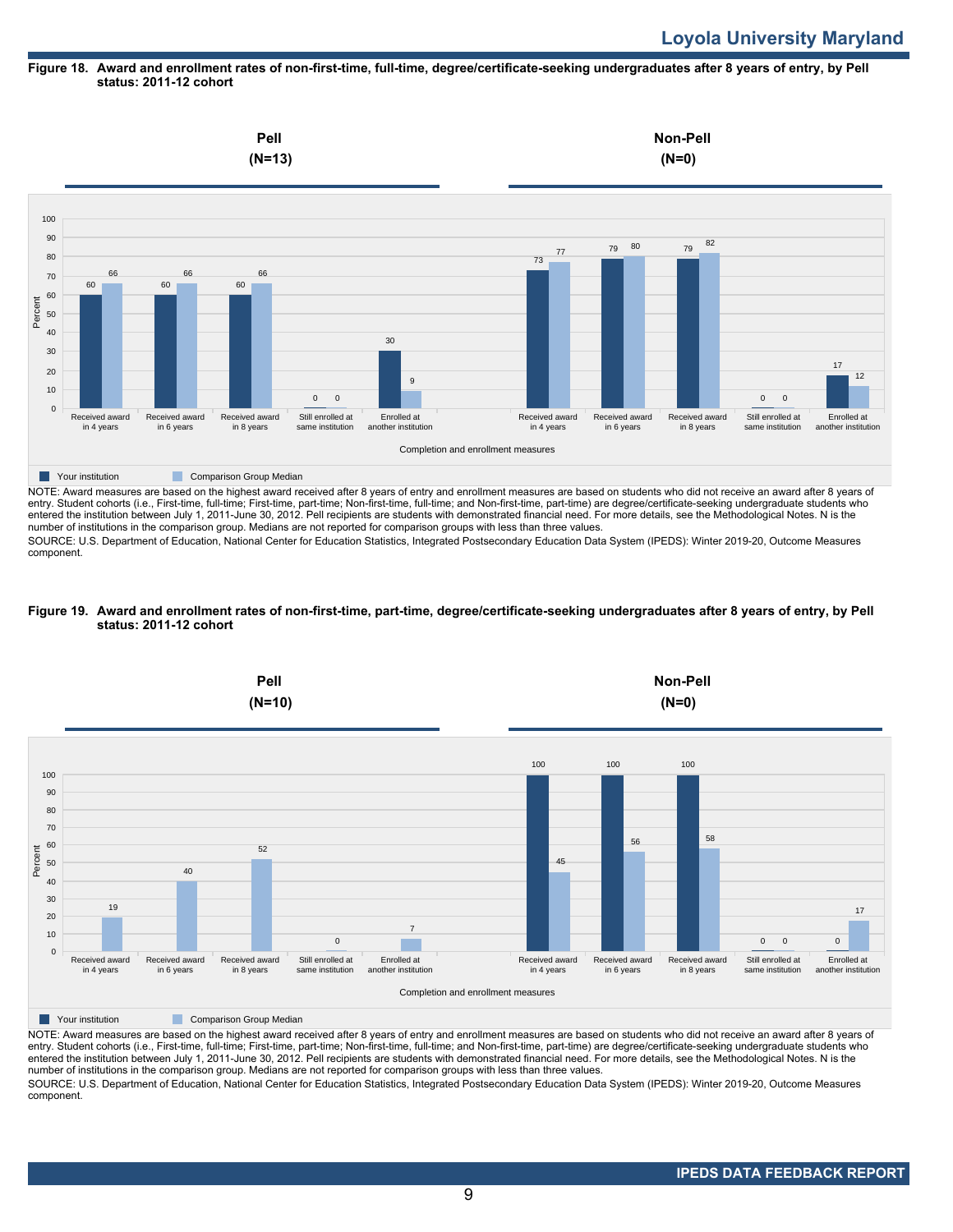# Loyola University Maryland

**Figure 18. Award and enrollment rates of non-first-time, full-time, degree/certificate-seeking undergraduates after 8 years of entry, by Pell status: 2011-12 cohort**

| Completion and enrollment measures | Pell (N=13): Your institution | Pell (N=13): Comparison Group Median | Non-Pell (N=0): Your institution | Non-Pell (N=0): Comparison Group Median |
|---|---|---|---|---|
| Received award in 4 years | 60 | 66 | 73 | 77 |
| Received award in 6 years | 60 | 66 | 79 | 80 |
| Received award in 8 years | 60 | 66 | 79 | 82 |
| Still enrolled at same institution | 0 | 0 | 0 | 0 |
| Enrolled at another institution | 30 | 9 | 17 | 12 |

NOTE: Award measures are based on the highest award received after 8 years of entry and enrollment measures are based on students who did not receive an award after 8 years of entry. Student cohorts (i.e., First-time, full-time; First-time, part-time; Non-first-time, full-time; and Non-first-time, part-time) are degree/certificate-seeking undergraduate students who entered the institution between July 1, 2011-June 30, 2012. Pell recipients are students with demonstrated financial need. For more details, see the Methodological Notes. N is the number of institutions in the comparison group. Medians are not reported for comparison groups with less than three values.

SOURCE: U.S. Department of Education, National Center for Education Statistics, Integrated Postsecondary Education Data System (IPEDS): Winter 2019-20, Outcome Measures component.

**Figure 19. Award and enrollment rates of non-first-time, part-time, degree/certificate-seeking undergraduates after 8 years of entry, by Pell status: 2011-12 cohort**

| Completion and enrollment measures | Pell (N=10): Your institution | Pell (N=10): Comparison Group Median | Non-Pell (N=0): Your institution | Non-Pell (N=0): Comparison Group Median |
|---|---|---|---|---|
| Received award in 4 years | | 19 | 100 | 45 |
| Received award in 6 years | | 40 | 100 | 56 |
| Received award in 8 years | | 52 | 100 | 58 |
| Still enrolled at same institution | | 0 | 0 | 0 |
| Enrolled at another institution | | 7 | 0 | 17 |

NOTE: Award measures are based on the highest award received after 8 years of entry and enrollment measures are based on students who did not receive an award after 8 years of entry. Student cohorts (i.e., First-time, full-time; First-time, part-time; Non-first-time, full-time; and Non-first-time, part-time) are degree/certificate-seeking undergraduate students who entered the institution between July 1, 2011-June 30, 2012. Pell recipients are students with demonstrated financial need. For more details, see the Methodological Notes. N is the number of institutions in the comparison group. Medians are not reported for comparison groups with less than three values.

SOURCE: U.S. Department of Education, National Center for Education Statistics, Integrated Postsecondary Education Data System (IPEDS): Winter 2019-20, Outcome Measures component.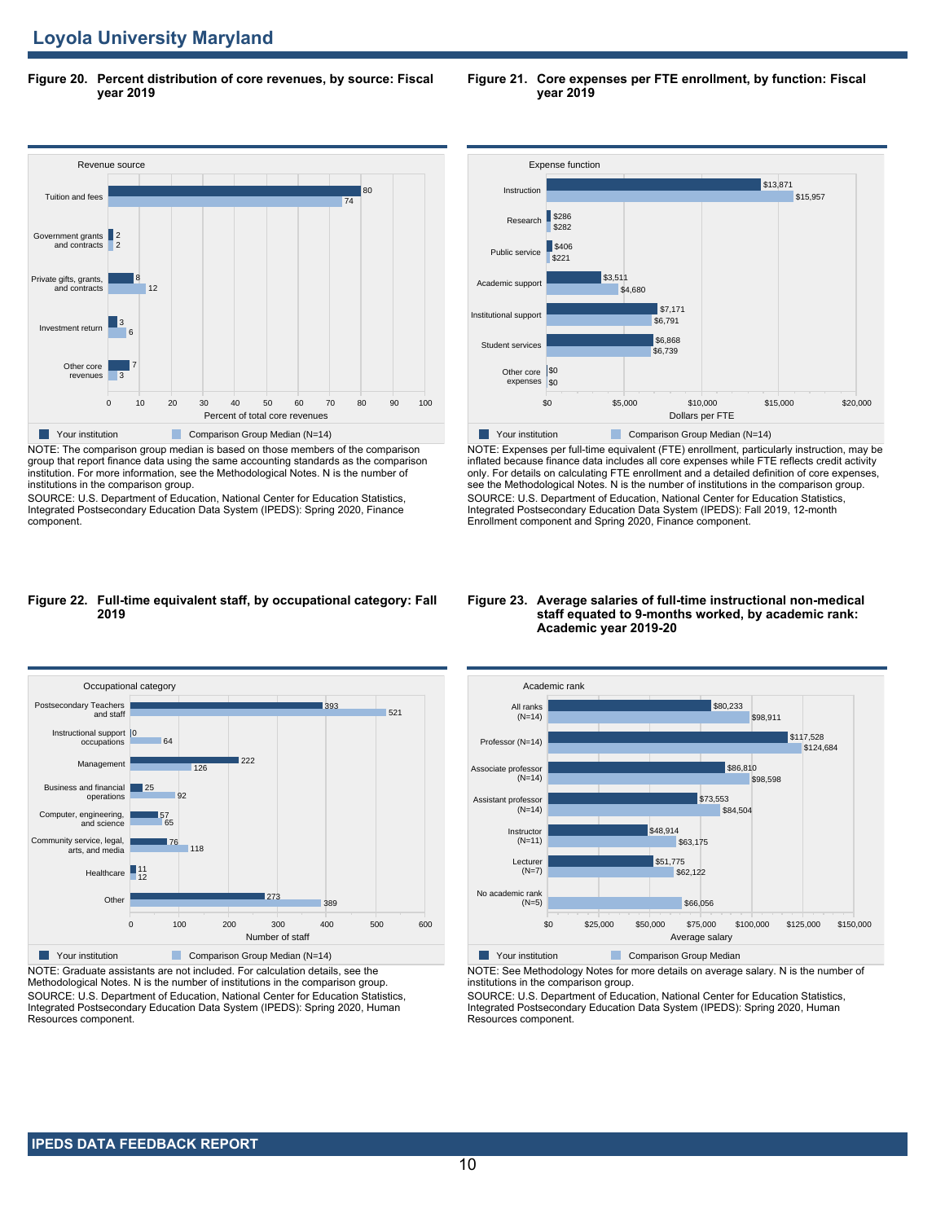## Loyola University Maryland

**Figure 20. Percent distribution of core revenues, by source: Fiscal year 2019**

| Revenue source | Your institution | Comparison Group Median (N=14) |
|---|---|---|
| Tuition and fees | 80 | 74 |
| Government grants and contracts | 2 | 2 |
| Private gifts, grants, and contracts | 8 | 12 |
| Investment return | 3 | 6 |
| Other core revenues | 7 | 3 |

Percent of total core revenues

NOTE: The comparison group median is based on those members of the comparison group that report finance data using the same accounting standards as the comparison institution. For more information, see the Methodological Notes. N is the number of institutions in the comparison group.
SOURCE: U.S. Department of Education, National Center for Education Statistics, Integrated Postsecondary Education Data System (IPEDS): Spring 2020, Finance component.

**Figure 21. Core expenses per FTE enrollment, by function: Fiscal year 2019**

| Expense function | Your institution | Comparison Group Median (N=14) |
|---|---|---|
| Instruction | $13,871 | $15,957 |
| Research | $286 | $282 |
| Public service | $406 | $221 |
| Academic support | $3,511 | $4,680 |
| Institutional support | $7,171 | $6,791 |
| Student services | $6,868 | $6,739 |
| Other core expenses | $0 | $0 |

Dollars per FTE

NOTE: Expenses per full-time equivalent (FTE) enrollment, particularly instruction, may be inflated because finance data includes all core expenses while FTE reflects credit activity only. For details on calculating FTE enrollment and a detailed definition of core expenses, see the Methodological Notes. N is the number of institutions in the comparison group.
SOURCE: U.S. Department of Education, National Center for Education Statistics, Integrated Postsecondary Education Data System (IPEDS): Fall 2019, 12-month Enrollment component and Spring 2020, Finance component.

**Figure 22. Full-time equivalent staff, by occupational category: Fall 2019**

| Occupational category | Your institution | Comparison Group Median (N=14) |
|---|---|---|
| Postsecondary Teachers and staff | 393 | 521 |
| Instructional support occupations | 0 | 64 |
| Management | 222 | 126 |
| Business and financial operations | 25 | 92 |
| Computer, engineering, and science | 57 | 65 |
| Community service, legal, arts, and media | 76 | 118 |
| Healthcare | 11 | 12 |
| Other | 273 | 389 |

Number of staff

NOTE: Graduate assistants are not included. For calculation details, see the Methodological Notes. N is the number of institutions in the comparison group.
SOURCE: U.S. Department of Education, National Center for Education Statistics, Integrated Postsecondary Education Data System (IPEDS): Spring 2020, Human Resources component.

**Figure 23. Average salaries of full-time instructional non-medical staff equated to 9-months worked, by academic rank: Academic year 2019-20**

| Academic rank | Your institution | Comparison Group Median |
|---|---|---|
| All ranks (N=14) | $80,233 | $98,911 |
| Professor (N=14) | $117,528 | $124,684 |
| Associate professor (N=14) | $86,810 | $98,598 |
| Assistant professor (N=14) | $73,553 | $84,504 |
| Instructor (N=11) | $48,914 | $63,175 |
| Lecturer (N=7) | $51,775 | $62,122 |
| No academic rank (N=5) | | $66,056 |

Average salary

NOTE: See Methodology Notes for more details on average salary. N is the number of institutions in the comparison group.
SOURCE: U.S. Department of Education, National Center for Education Statistics, Integrated Postsecondary Education Data System (IPEDS): Spring 2020, Human Resources component.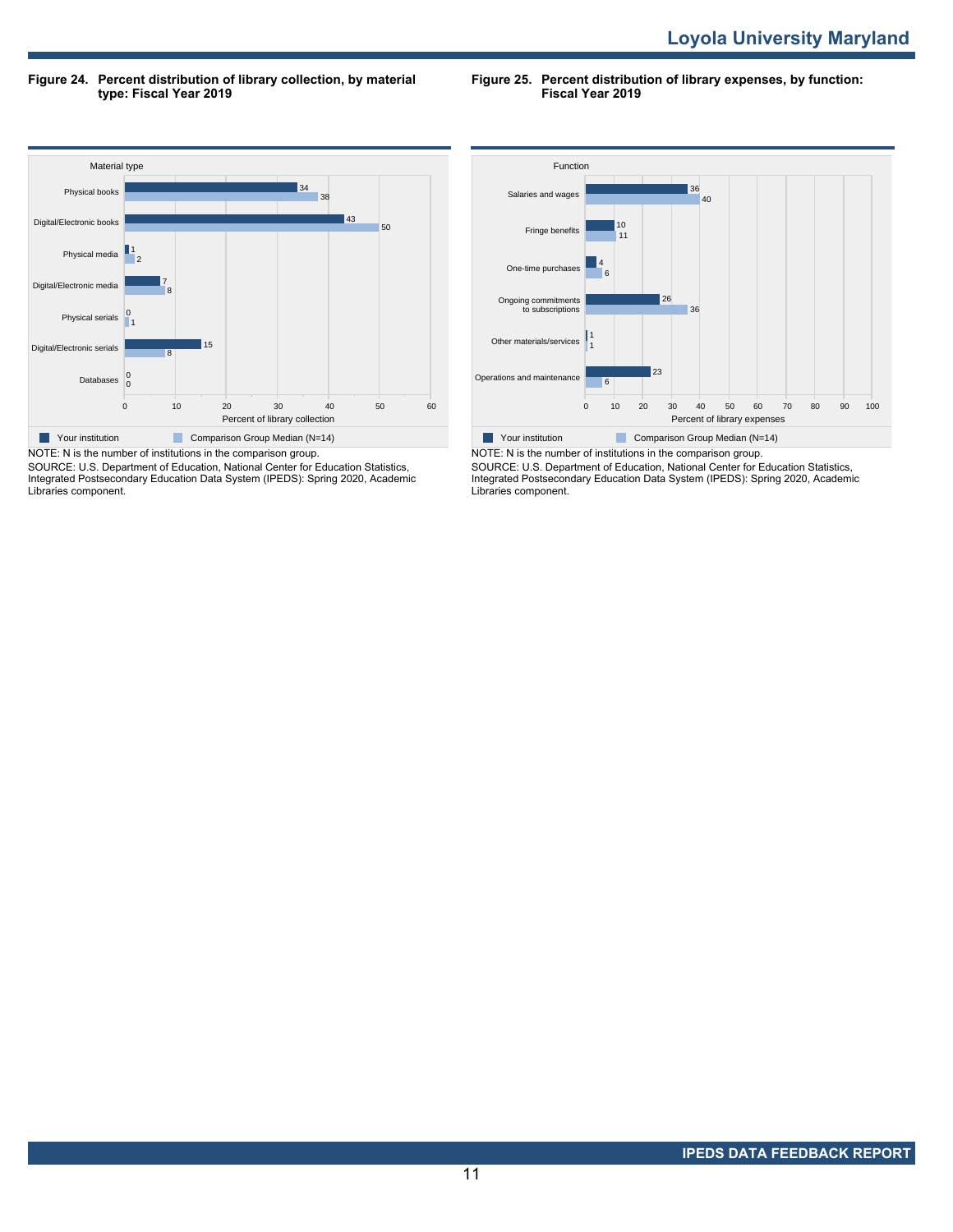**Figure 24. Percent distribution of library collection, by material type: Fiscal Year 2019**

| Material type | Your institution | Comparison Group Median (N=14) |
|---|---|---|
| Physical books | 34 | 38 |
| Digital/Electronic books | 43 | 50 |
| Physical media | 1 | 2 |
| Digital/Electronic media | 7 | 8 |
| Physical serials | 0 | 1 |
| Digital/Electronic serials | 15 | 8 |
| Databases | 0 | 0 |

Percent of library collection

NOTE: N is the number of institutions in the comparison group.
SOURCE: U.S. Department of Education, National Center for Education Statistics, Integrated Postsecondary Education Data System (IPEDS): Spring 2020, Academic Libraries component.

**Figure 25. Percent distribution of library expenses, by function: Fiscal Year 2019**

| Function | Your institution | Comparison Group Median (N=14) |
|---|---|---|
| Salaries and wages | 36 | 40 |
| Fringe benefits | 10 | 11 |
| One-time purchases | 4 | 6 |
| Ongoing commitments to subscriptions | 26 | 36 |
| Other materials/services | 1 | 1 |
| Operations and maintenance | 23 | 6 |

Percent of library expenses

NOTE: N is the number of institutions in the comparison group.
SOURCE: U.S. Department of Education, National Center for Education Statistics, Integrated Postsecondary Education Data System (IPEDS): Spring 2020, Academic Libraries component.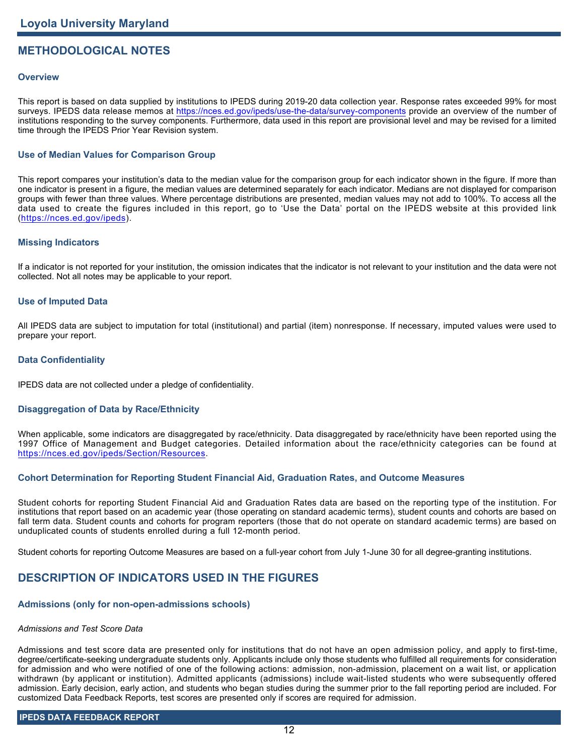## METHODOLOGICAL NOTES

### Overview

This report is based on data supplied by institutions to IPEDS during 2019-20 data collection year. Response rates exceeded 99% for most surveys. IPEDS data release memos at https://nces.ed.gov/ipeds/use-the-data/survey-components provide an overview of the number of institutions responding to the survey components. Furthermore, data used in this report are provisional level and may be revised for a limited time through the IPEDS Prior Year Revision system.

### Use of Median Values for Comparison Group

This report compares your institution's data to the median value for the comparison group for each indicator shown in the figure. If more than one indicator is present in a figure, the median values are determined separately for each indicator. Medians are not displayed for comparison groups with fewer than three values. Where percentage distributions are presented, median values may not add to 100%. To access all the data used to create the figures included in this report, go to 'Use the Data' portal on the IPEDS website at this provided link (https://nces.ed.gov/ipeds).

### Missing Indicators

If a indicator is not reported for your institution, the omission indicates that the indicator is not relevant to your institution and the data were not collected. Not all notes may be applicable to your report.

### Use of Imputed Data

All IPEDS data are subject to imputation for total (institutional) and partial (item) nonresponse. If necessary, imputed values were used to prepare your report.

### Data Confidentiality

IPEDS data are not collected under a pledge of confidentiality.

### Disaggregation of Data by Race/Ethnicity

When applicable, some indicators are disaggregated by race/ethnicity. Data disaggregated by race/ethnicity have been reported using the 1997 Office of Management and Budget categories. Detailed information about the race/ethnicity categories can be found at https://nces.ed.gov/ipeds/Section/Resources.

### Cohort Determination for Reporting Student Financial Aid, Graduation Rates, and Outcome Measures

Student cohorts for reporting Student Financial Aid and Graduation Rates data are based on the reporting type of the institution. For institutions that report based on an academic year (those operating on standard academic terms), student counts and cohorts are based on fall term data. Student counts and cohorts for program reporters (those that do not operate on standard academic terms) are based on unduplicated counts of students enrolled during a full 12-month period.

Student cohorts for reporting Outcome Measures are based on a full-year cohort from July 1-June 30 for all degree-granting institutions.

## DESCRIPTION OF INDICATORS USED IN THE FIGURES

### Admissions (only for non-open-admissions schools)

*Admissions and Test Score Data*

Admissions and test score data are presented only for institutions that do not have an open admission policy, and apply to first-time, degree/certificate-seeking undergraduate students only. Applicants include only those students who fulfilled all requirements for consideration for admission and who were notified of one of the following actions: admission, non-admission, placement on a wait list, or application withdrawn (by applicant or institution). Admitted applicants (admissions) include wait-listed students who were subsequently offered admission. Early decision, early action, and students who began studies during the summer prior to the fall reporting period are included. For customized Data Feedback Reports, test scores are presented only if scores are required for admission.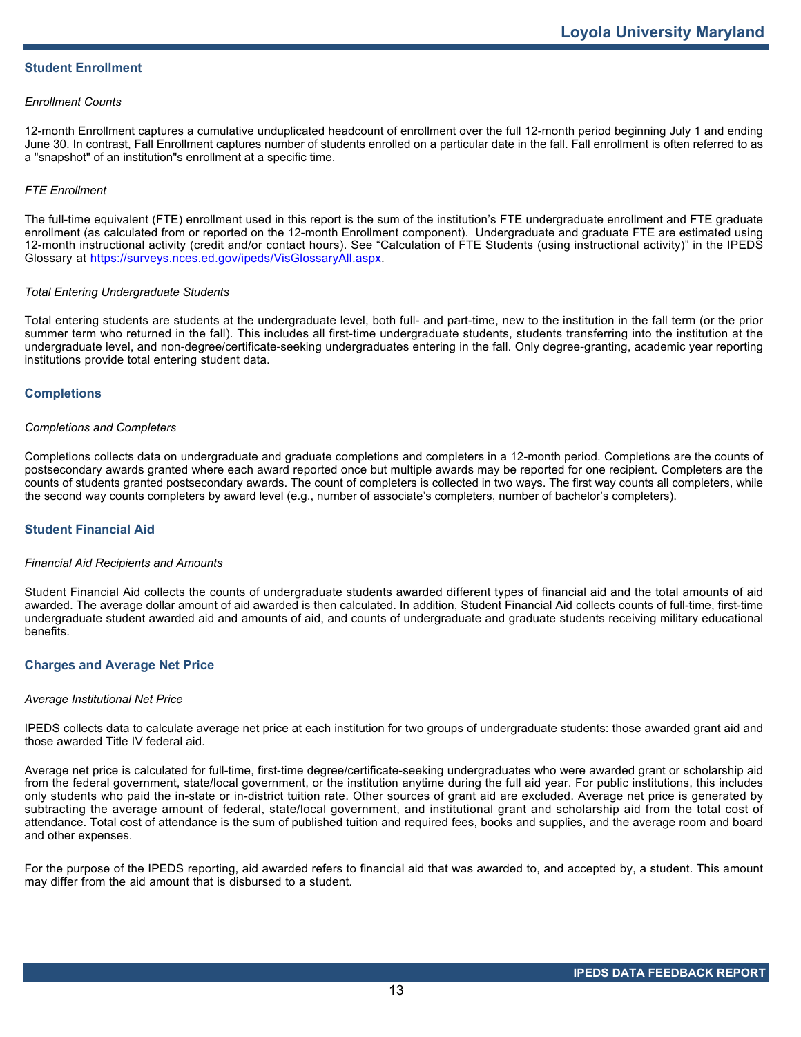## Student Enrollment

*Enrollment Counts*

12-month Enrollment captures a cumulative unduplicated headcount of enrollment over the full 12-month period beginning July 1 and ending June 30. In contrast, Fall Enrollment captures number of students enrolled on a particular date in the fall. Fall enrollment is often referred to as a "snapshot" of an institution"s enrollment at a specific time.

*FTE Enrollment*

The full-time equivalent (FTE) enrollment used in this report is the sum of the institution's FTE undergraduate enrollment and FTE graduate enrollment (as calculated from or reported on the 12-month Enrollment component). Undergraduate and graduate FTE are estimated using 12-month instructional activity (credit and/or contact hours). See "Calculation of FTE Students (using instructional activity)" in the IPEDS Glossary at https://surveys.nces.ed.gov/ipeds/VisGlossaryAll.aspx.

*Total Entering Undergraduate Students*

Total entering students are students at the undergraduate level, both full- and part-time, new to the institution in the fall term (or the prior summer term who returned in the fall). This includes all first-time undergraduate students, students transferring into the institution at the undergraduate level, and non-degree/certificate-seeking undergraduates entering in the fall. Only degree-granting, academic year reporting institutions provide total entering student data.

## Completions

*Completions and Completers*

Completions collects data on undergraduate and graduate completions and completers in a 12-month period. Completions are the counts of postsecondary awards granted where each award reported once but multiple awards may be reported for one recipient. Completers are the counts of students granted postsecondary awards. The count of completers is collected in two ways. The first way counts all completers, while the second way counts completers by award level (e.g., number of associate's completers, number of bachelor's completers).

## Student Financial Aid

*Financial Aid Recipients and Amounts*

Student Financial Aid collects the counts of undergraduate students awarded different types of financial aid and the total amounts of aid awarded. The average dollar amount of aid awarded is then calculated. In addition, Student Financial Aid collects counts of full-time, first-time undergraduate student awarded aid and amounts of aid, and counts of undergraduate and graduate students receiving military educational benefits.

## Charges and Average Net Price

*Average Institutional Net Price*

IPEDS collects data to calculate average net price at each institution for two groups of undergraduate students: those awarded grant aid and those awarded Title IV federal aid.

Average net price is calculated for full-time, first-time degree/certificate-seeking undergraduates who were awarded grant or scholarship aid from the federal government, state/local government, or the institution anytime during the full aid year. For public institutions, this includes only students who paid the in-state or in-district tuition rate. Other sources of grant aid are excluded. Average net price is generated by subtracting the average amount of federal, state/local government, and institutional grant and scholarship aid from the total cost of attendance. Total cost of attendance is the sum of published tuition and required fees, books and supplies, and the average room and board and other expenses.

For the purpose of the IPEDS reporting, aid awarded refers to financial aid that was awarded to, and accepted by, a student. This amount may differ from the aid amount that is disbursed to a student.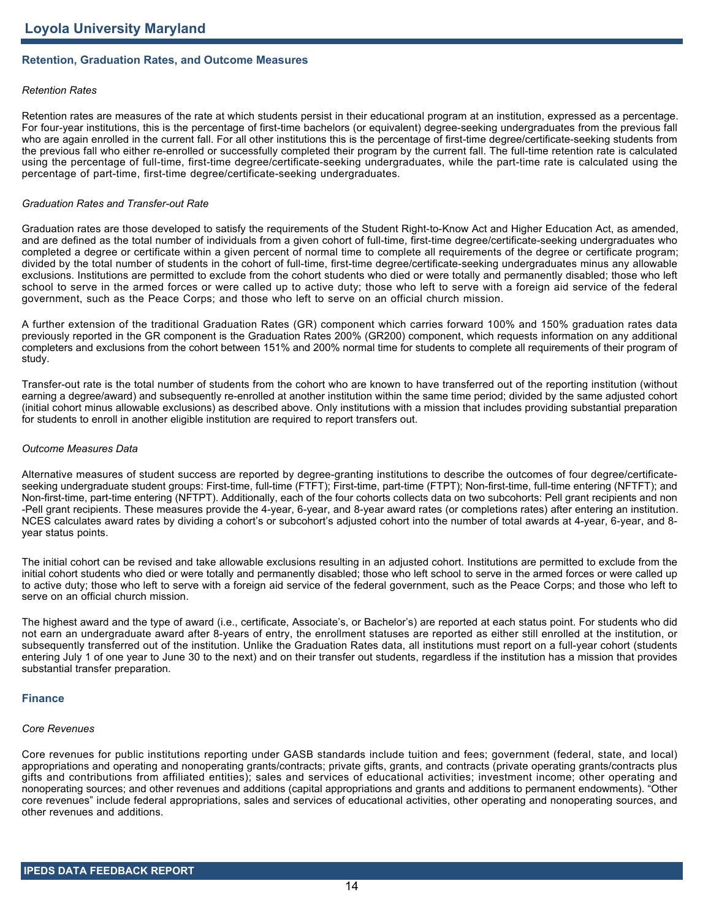## Retention, Graduation Rates, and Outcome Measures

*Retention Rates*

Retention rates are measures of the rate at which students persist in their educational program at an institution, expressed as a percentage. For four-year institutions, this is the percentage of first-time bachelors (or equivalent) degree-seeking undergraduates from the previous fall who are again enrolled in the current fall. For all other institutions this is the percentage of first-time degree/certificate-seeking students from the previous fall who either re-enrolled or successfully completed their program by the current fall. The full-time retention rate is calculated using the percentage of full-time, first-time degree/certificate-seeking undergraduates, while the part-time rate is calculated using the percentage of part-time, first-time degree/certificate-seeking undergraduates.

*Graduation Rates and Transfer-out Rate*

Graduation rates are those developed to satisfy the requirements of the Student Right-to-Know Act and Higher Education Act, as amended, and are defined as the total number of individuals from a given cohort of full-time, first-time degree/certificate-seeking undergraduates who completed a degree or certificate within a given percent of normal time to complete all requirements of the degree or certificate program; divided by the total number of students in the cohort of full-time, first-time degree/certificate-seeking undergraduates minus any allowable exclusions. Institutions are permitted to exclude from the cohort students who died or were totally and permanently disabled; those who left school to serve in the armed forces or were called up to active duty; those who left to serve with a foreign aid service of the federal government, such as the Peace Corps; and those who left to serve on an official church mission.

A further extension of the traditional Graduation Rates (GR) component which carries forward 100% and 150% graduation rates data previously reported in the GR component is the Graduation Rates 200% (GR200) component, which requests information on any additional completers and exclusions from the cohort between 151% and 200% normal time for students to complete all requirements of their program of study.

Transfer-out rate is the total number of students from the cohort who are known to have transferred out of the reporting institution (without earning a degree/award) and subsequently re-enrolled at another institution within the same time period; divided by the same adjusted cohort (initial cohort minus allowable exclusions) as described above. Only institutions with a mission that includes providing substantial preparation for students to enroll in another eligible institution are required to report transfers out.

*Outcome Measures Data*

Alternative measures of student success are reported by degree-granting institutions to describe the outcomes of four degree/certificate-seeking undergraduate student groups: First-time, full-time (FTFT); First-time, part-time (FTPT); Non-first-time, full-time entering (NFTFT); and Non-first-time, part-time entering (NFTPT). Additionally, each of the four cohorts collects data on two subcohorts: Pell grant recipients and non -Pell grant recipients. These measures provide the 4-year, 6-year, and 8-year award rates (or completions rates) after entering an institution. NCES calculates award rates by dividing a cohort's or subcohort's adjusted cohort into the number of total awards at 4-year, 6-year, and 8-year status points.

The initial cohort can be revised and take allowable exclusions resulting in an adjusted cohort. Institutions are permitted to exclude from the initial cohort students who died or were totally and permanently disabled; those who left school to serve in the armed forces or were called up to active duty; those who left to serve with a foreign aid service of the federal government, such as the Peace Corps; and those who left to serve on an official church mission.

The highest award and the type of award (i.e., certificate, Associate's, or Bachelor's) are reported at each status point. For students who did not earn an undergraduate award after 8-years of entry, the enrollment statuses are reported as either still enrolled at the institution, or subsequently transferred out of the institution. Unlike the Graduation Rates data, all institutions must report on a full-year cohort (students entering July 1 of one year to June 30 to the next) and on their transfer out students, regardless if the institution has a mission that provides substantial transfer preparation.

## Finance

*Core Revenues*

Core revenues for public institutions reporting under GASB standards include tuition and fees; government (federal, state, and local) appropriations and operating and nonoperating grants/contracts; private gifts, grants, and contracts (private operating grants/contracts plus gifts and contributions from affiliated entities); sales and services of educational activities; investment income; other operating and nonoperating sources; and other revenues and additions (capital appropriations and grants and additions to permanent endowments). "Other core revenues" include federal appropriations, sales and services of educational activities, other operating and nonoperating sources, and other revenues and additions.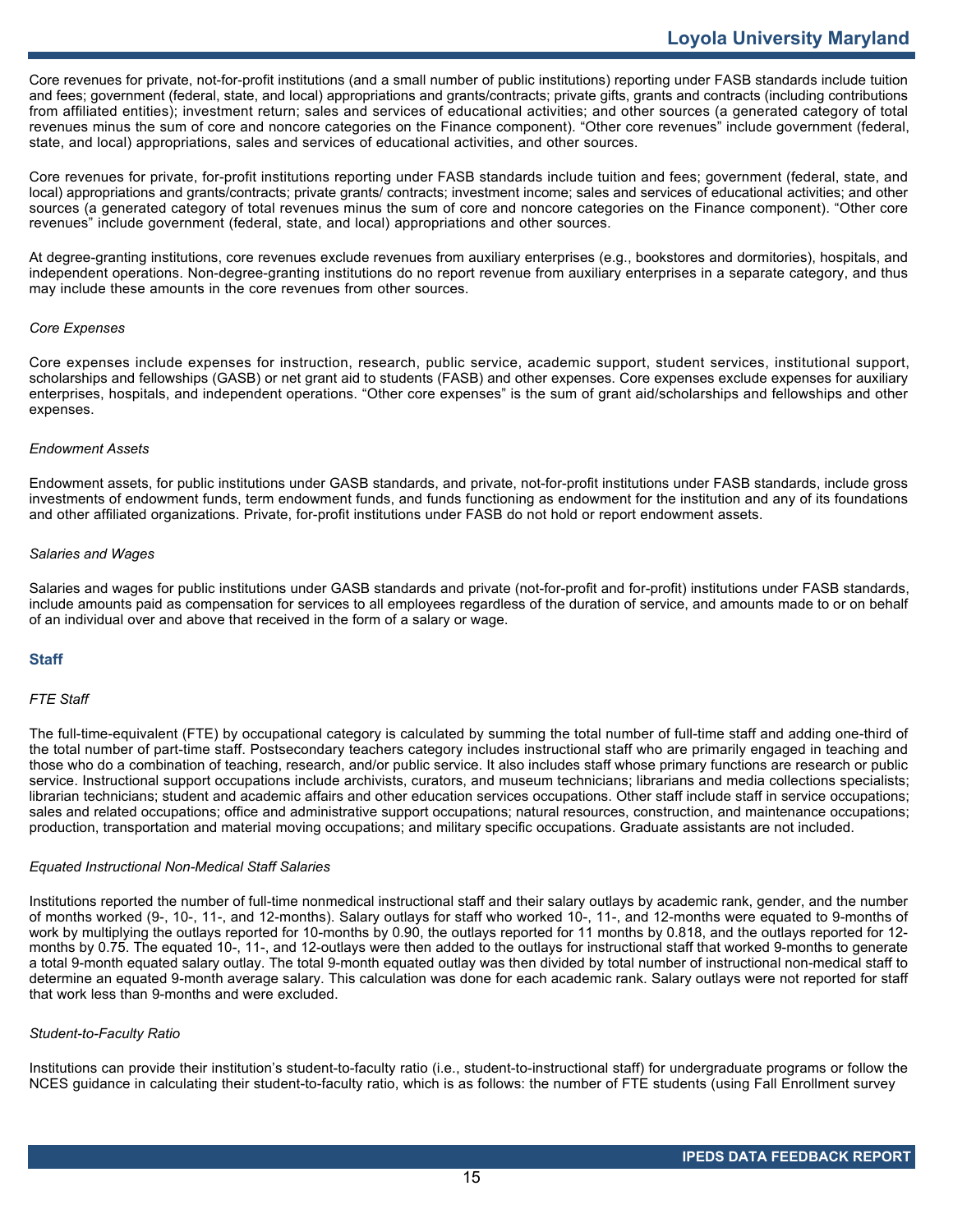Core revenues for private, not-for-profit institutions (and a small number of public institutions) reporting under FASB standards include tuition and fees; government (federal, state, and local) appropriations and grants/contracts; private gifts, grants and contracts (including contributions from affiliated entities); investment return; sales and services of educational activities; and other sources (a generated category of total revenues minus the sum of core and noncore categories on the Finance component). "Other core revenues" include government (federal, state, and local) appropriations, sales and services of educational activities, and other sources.

Core revenues for private, for-profit institutions reporting under FASB standards include tuition and fees; government (federal, state, and local) appropriations and grants/contracts; private grants/ contracts; investment income; sales and services of educational activities; and other sources (a generated category of total revenues minus the sum of core and noncore categories on the Finance component). "Other core revenues" include government (federal, state, and local) appropriations and other sources.

At degree-granting institutions, core revenues exclude revenues from auxiliary enterprises (e.g., bookstores and dormitories), hospitals, and independent operations. Non-degree-granting institutions do no report revenue from auxiliary enterprises in a separate category, and thus may include these amounts in the core revenues from other sources.

*Core Expenses*

Core expenses include expenses for instruction, research, public service, academic support, student services, institutional support, scholarships and fellowships (GASB) or net grant aid to students (FASB) and other expenses. Core expenses exclude expenses for auxiliary enterprises, hospitals, and independent operations. "Other core expenses" is the sum of grant aid/scholarships and fellowships and other expenses.

*Endowment Assets*

Endowment assets, for public institutions under GASB standards, and private, not-for-profit institutions under FASB standards, include gross investments of endowment funds, term endowment funds, and funds functioning as endowment for the institution and any of its foundations and other affiliated organizations. Private, for-profit institutions under FASB do not hold or report endowment assets.

*Salaries and Wages*

Salaries and wages for public institutions under GASB standards and private (not-for-profit and for-profit) institutions under FASB standards, include amounts paid as compensation for services to all employees regardless of the duration of service, and amounts made to or on behalf of an individual over and above that received in the form of a salary or wage.

### Staff

*FTE Staff*

The full-time-equivalent (FTE) by occupational category is calculated by summing the total number of full-time staff and adding one-third of the total number of part-time staff. Postsecondary teachers category includes instructional staff who are primarily engaged in teaching and those who do a combination of teaching, research, and/or public service. It also includes staff whose primary functions are research or public service. Instructional support occupations include archivists, curators, and museum technicians; librarians and media collections specialists; librarian technicians; student and academic affairs and other education services occupations. Other staff include staff in service occupations; sales and related occupations; office and administrative support occupations; natural resources, construction, and maintenance occupations; production, transportation and material moving occupations; and military specific occupations. Graduate assistants are not included.

*Equated Instructional Non-Medical Staff Salaries*

Institutions reported the number of full-time nonmedical instructional staff and their salary outlays by academic rank, gender, and the number of months worked (9-, 10-, 11-, and 12-months). Salary outlays for staff who worked 10-, 11-, and 12-months were equated to 9-months of work by multiplying the outlays reported for 10-months by 0.90, the outlays reported for 11 months by 0.818, and the outlays reported for 12-months by 0.75. The equated 10-, 11-, and 12-outlays were then added to the outlays for instructional staff that worked 9-months to generate a total 9-month equated salary outlay. The total 9-month equated outlay was then divided by total number of instructional non-medical staff to determine an equated 9-month average salary. This calculation was done for each academic rank. Salary outlays were not reported for staff that work less than 9-months and were excluded.

*Student-to-Faculty Ratio*

Institutions can provide their institution's student-to-faculty ratio (i.e., student-to-instructional staff) for undergraduate programs or follow the NCES guidance in calculating their student-to-faculty ratio, which is as follows: the number of FTE students (using Fall Enrollment survey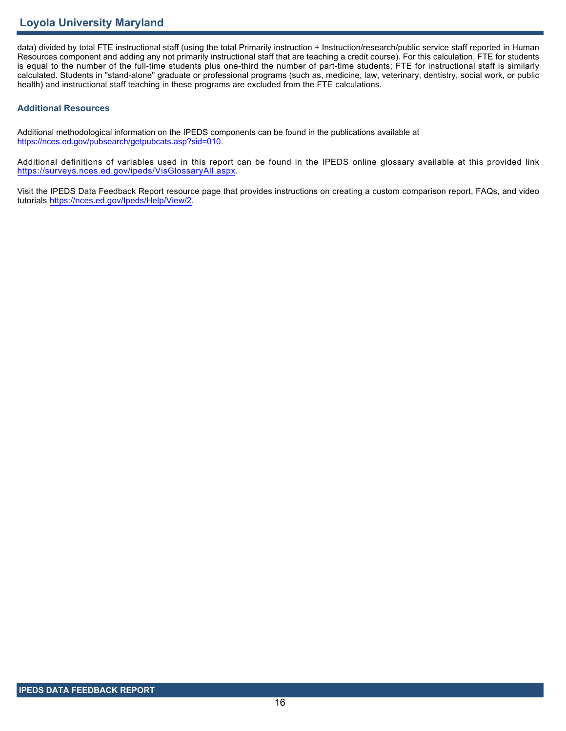data) divided by total FTE instructional staff (using the total Primarily instruction + Instruction/research/public service staff reported in Human Resources component and adding any not primarily instructional staff that are teaching a credit course). For this calculation, FTE for students is equal to the number of the full-time students plus one-third the number of part-time students; FTE for instructional staff is similarly calculated. Students in "stand-alone" graduate or professional programs (such as, medicine, law, veterinary, dentistry, social work, or public health) and instructional staff teaching in these programs are excluded from the FTE calculations.

### Additional Resources

Additional methodological information on the IPEDS components can be found in the publications available at https://nces.ed.gov/pubsearch/getpubcats.asp?sid=010.

Additional definitions of variables used in this report can be found in the IPEDS online glossary available at this provided link https://surveys.nces.ed.gov/ipeds/VisGlossaryAll.aspx.

Visit the IPEDS Data Feedback Report resource page that provides instructions on creating a custom comparison report, FAQs, and video tutorials https://nces.ed.gov/Ipeds/Help/View/2.